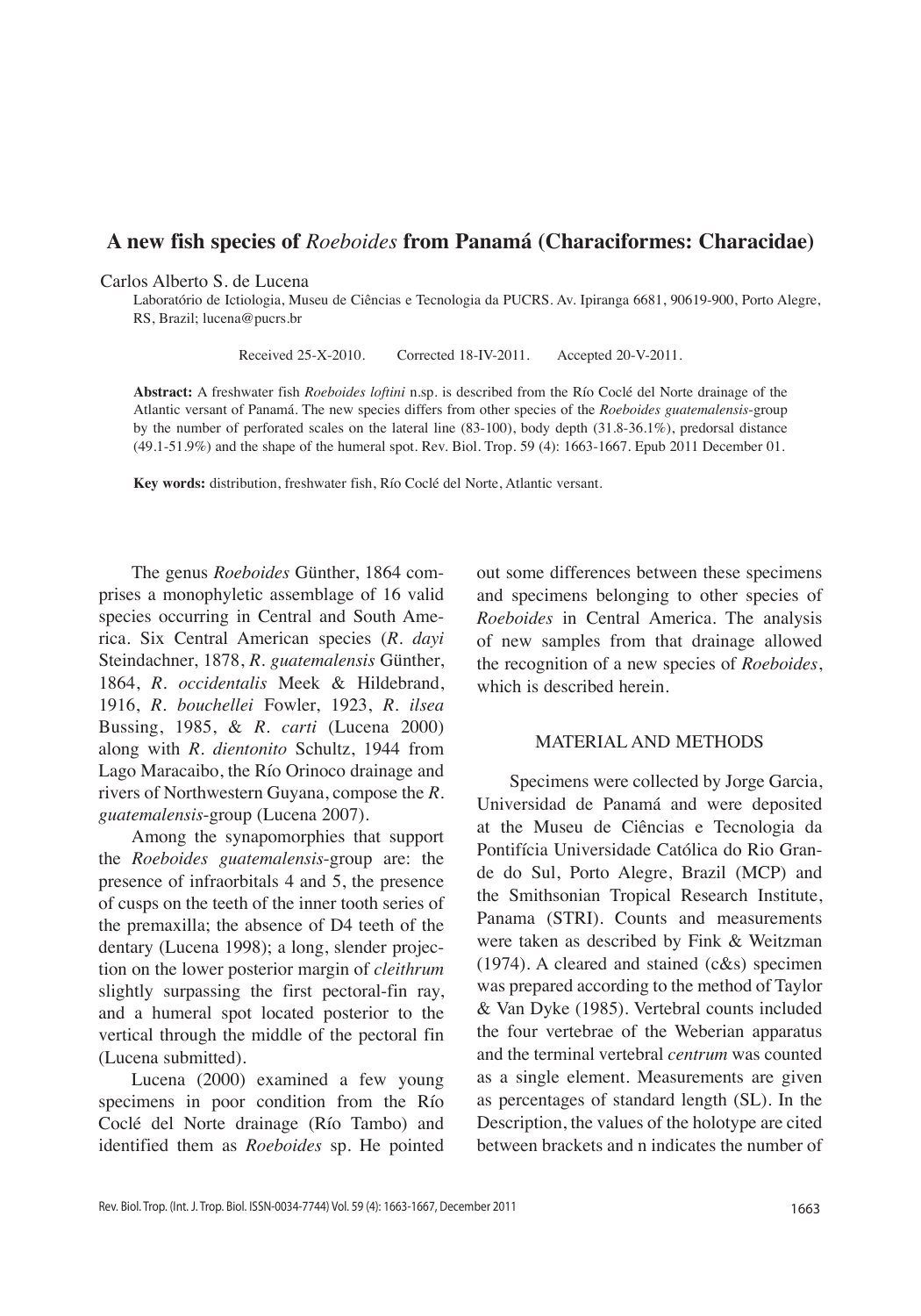# A new fish species of *Roeboides* from Panamá (Characiformes: Characidae)

Carlos Alberto S. de Lucena

Laboratório de Ictiologia, Museu de Ciências e Tecnologia da PUCRS. Av. Ipiranga 6681, 90619-900, Porto Alegre, RS, Brazil; lucena@pucrs.br

Received 25-X-2010. Corrected 18-IV-2011. Accepted 20-V-2011.

**Abstract:** A freshwater fish *Roeboides loftini* n.sp. is described from the Río Coclé del Norte drainage of the Atlantic versant of Panamá. The new species differs from other species of the *Roeboides guatemalensis*-group by the number of perforated scales on the lateral line (83-100), body depth (31.8-36.1%), predorsal distance (49.1-51.9%) and the shape of the humeral spot. Rev. Biol. Trop. 59 (4): 1663-1667. Epub 2011 December 01.

**Key words:** distribution, freshwater fish, Río Coclé del Norte, Atlantic versant.

The genus *Roeboides* Günther, 1864 comprises a monophyletic assemblage of 16 valid species occurring in Central and South America. Six Central American species (*R. dayi* Steindachner, 1878, *R. guatemalensis* Günther, 1864, *R. occidentalis* Meek & Hildebrand, 1916, *R. bouchellei* Fowler, 1923, *R. ilsea* Bussing, 1985, & *R. carti* (Lucena 2000) along with *R. dientonito* Schultz, 1944 from Lago Maracaibo, the Río Orinoco drainage and rivers of Northwestern Guyana, compose the *R. guatemalensis*-group (Lucena 2007).

Among the synapomorphies that support the *Roeboides guatemalensis*-group are: the presence of infraorbitals 4 and 5, the presence of cusps on the teeth of the inner tooth series of the premaxilla; the absence of D4 teeth of the dentary (Lucena 1998); a long, slender projection on the lower posterior margin of *cleithrum* slightly surpassing the first pectoral-fin ray, and a humeral spot located posterior to the vertical through the middle of the pectoral fin (Lucena submitted).

Lucena (2000) examined a few young specimens in poor condition from the Río Coclé del Norte drainage (Río Tambo) and identified them as *Roeboides* sp. He pointed out some differences between these specimens and specimens belonging to other species of *Roeboides* in Central America. The analysis of new samples from that drainage allowed the recognition of a new species of *Roeboides*, which is described herein.

## MATERIAL AND METHODS

Specimens were collected by Jorge Garcia, Universidad de Panamá and were deposited at the Museu de Ciências e Tecnologia da Pontifícia Universidade Católica do Rio Grande do Sul, Porto Alegre, Brazil (MCP) and the Smithsonian Tropical Research Institute, Panama (STRI). Counts and measurements were taken as described by Fink & Weitzman (1974). A cleared and stained (c&s) specimen was prepared according to the method of Taylor & Van Dyke (1985). Vertebral counts included the four vertebrae of the Weberian apparatus and the terminal vertebral *centrum* was counted as a single element. Measurements are given as percentages of standard length (SL). In the Description, the values of the holotype are cited between brackets and n indicates the number of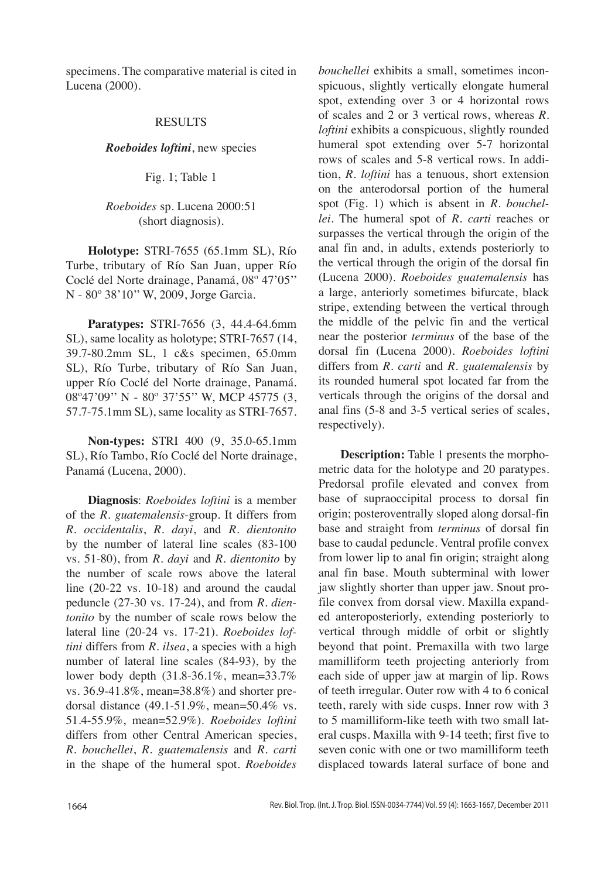specimens. The comparative material is cited in Lucena (2000).

## RESULTS

### *Roeboides loftini*, new species

Fig. 1; Table 1

*Roeboides* sp. Lucena 2000:51 (short diagnosis).

**Holotype:** STRI-7655 (65.1mm SL), Río Turbe, tributary of Río San Juan, upper Río Coclé del Norte drainage, Panamá, 08º 47'05'' N - 80º 38'10'' W, 2009, Jorge Garcia.

**Paratypes:** STRI-7656 (3, 44.4-64.6mm SL), same locality as holotype; STRI-7657 (14, 39.7-80.2mm SL, 1 c&s specimen, 65.0mm SL), Río Turbe, tributary of Río San Juan, upper Río Coclé del Norte drainage, Panamá. 08º47'09'' N - 80º 37'55'' W, MCP 45775 (3, 57.7-75.1mm SL), same locality as STRI-7657.

**Non-types:** STRI 400 (9, 35.0-65.1mm SL), Río Tambo, Río Coclé del Norte drainage, Panamá (Lucena, 2000).

**Diagnosis**: *Roeboides loftini* is a member of the *R. guatemalensis*-group. It differs from *R. occidentalis*, *R. dayi*, and *R. dientonito* by the number of lateral line scales (83-100 vs. 51-80), from *R. dayi* and *R. dientonito* by the number of scale rows above the lateral line (20-22 vs. 10-18) and around the caudal peduncle (27-30 vs. 17-24), and from *R. dientonito* by the number of scale rows below the lateral line (20-24 vs. 17-21). *Roeboides loftini* differs from *R. ilsea*, a species with a high number of lateral line scales (84-93), by the lower body depth (31.8-36.1%, mean=33.7% vs. 36.9-41.8%, mean=38.8%) and shorter predorsal distance (49.1-51.9%, mean=50.4% vs. 51.4-55.9%, mean=52.9%). *Roeboides loftini* differs from other Central American species, *R. bouchellei*, *R. guatemalensis* and *R. carti* in the shape of the humeral spot. *Roeboides bouchellei* exhibits a small, sometimes inconspicuous, slightly vertically elongate humeral spot, extending over 3 or 4 horizontal rows of scales and 2 or 3 vertical rows, whereas *R. loftini* exhibits a conspicuous, slightly rounded humeral spot extending over 5-7 horizontal rows of scales and 5-8 vertical rows. In addition, *R. loftini* has a tenuous, short extension on the anterodorsal portion of the humeral spot (Fig. 1) which is absent in *R. bouchellei*. The humeral spot of *R. carti* reaches or surpasses the vertical through the origin of the anal fin and, in adults, extends posteriorly to the vertical through the origin of the dorsal fin (Lucena 2000). *Roeboides guatemalensis* has a large, anteriorly sometimes bifurcate, black stripe, extending between the vertical through the middle of the pelvic fin and the vertical near the posterior *terminus* of the base of the dorsal fin (Lucena 2000). *Roeboides loftini* differs from *R. carti* and *R. guatemalensis* by its rounded humeral spot located far from the verticals through the origins of the dorsal and anal fins (5-8 and 3-5 vertical series of scales, respectively).

**Description:** Table 1 presents the morphometric data for the holotype and 20 paratypes. Predorsal profile elevated and convex from base of supraoccipital process to dorsal fin origin; posteroventrally sloped along dorsal-fin base and straight from *terminus* of dorsal fin base to caudal peduncle. Ventral profile convex from lower lip to anal fin origin; straight along anal fin base. Mouth subterminal with lower jaw slightly shorter than upper jaw. Snout profile convex from dorsal view. Maxilla expanded anteroposteriorly, extending posteriorly to vertical through middle of orbit or slightly beyond that point. Premaxilla with two large mamilliform teeth projecting anteriorly from each side of upper jaw at margin of lip. Rows of teeth irregular. Outer row with 4 to 6 conical teeth, rarely with side cusps. Inner row with 3 to 5 mamilliform-like teeth with two small lateral cusps. Maxilla with 9-14 teeth; first five to seven conic with one or two mamilliform teeth displaced towards lateral surface of bone and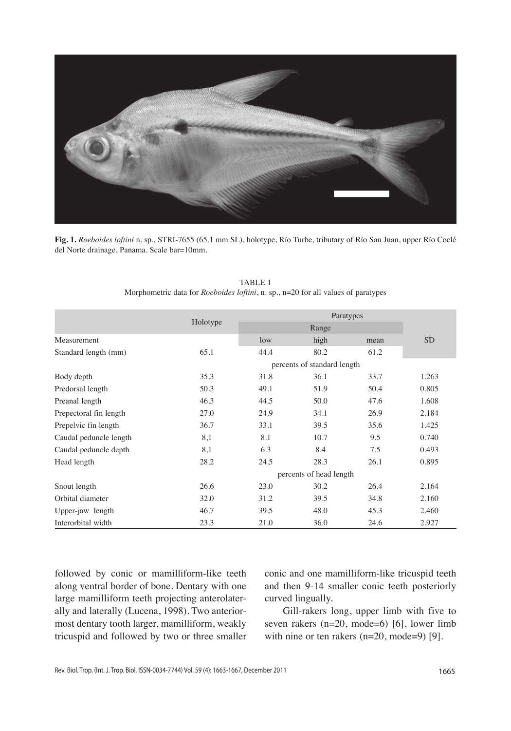**Fig. 1.** *Roeboides loftini* n. sp., STRI-7655 (65.1 mm SL), holotype, Río Turbe, tributary of Río San Juan, upper Río Coclé del Norte drainage, Panama. Scale bar=10mm.

TABLE 1
Morphometric data for *Roeboides loftini*, n. sp., n=20 for all values of paratypes

| Measurement | Holotype | Paratypes Range low | high | mean | SD |
|---|---|---|---|---|---|
| Standard length (mm) | 65.1 | 44.4 | 80.2 | 61.2 | |
| | | percents of standard length | | | |
| Body depth | 35.3 | 31.8 | 36.1 | 33.7 | 1.263 |
| Predorsal length | 50.3 | 49.1 | 51.9 | 50.4 | 0.805 |
| Preanal length | 46.3 | 44.5 | 50.0 | 47.6 | 1.608 |
| Prepectoral fin length | 27.0 | 24.9 | 34.1 | 26.9 | 2.184 |
| Prepelvic fin length | 36.7 | 33.1 | 39.5 | 35.6 | 1.425 |
| Caudal peduncle length | 8,1 | 8.1 | 10.7 | 9.5 | 0.740 |
| Caudal peduncle depth | 8,1 | 6.3 | 8.4 | 7.5 | 0.493 |
| Head length | 28.2 | 24.5 | 28.3 | 26.1 | 0.895 |
| | | percents of head length | | | |
| Snout length | 26.6 | 23.0 | 30.2 | 26.4 | 2.164 |
| Orbital diameter | 32.0 | 31.2 | 39.5 | 34.8 | 2.160 |
| Upper-jaw length | 46.7 | 39.5 | 48.0 | 45.3 | 2.460 |
| Interorbital width | 23.3 | 21.0 | 36.0 | 24.6 | 2.927 |

followed by conic or mamilliform-like teeth along ventral border of bone. Dentary with one large mamilliform teeth projecting anterolaterally and laterally (Lucena, 1998). Two anteriormost dentary tooth larger, mamilliform, weakly tricuspid and followed by two or three smaller conic and one mamilliform-like tricuspid teeth and then 9-14 smaller conic teeth posteriorly curved lingually.

Gill-rakers long, upper limb with five to seven rakers (n=20, mode=6) [6], lower limb with nine or ten rakers (n=20, mode=9) [9].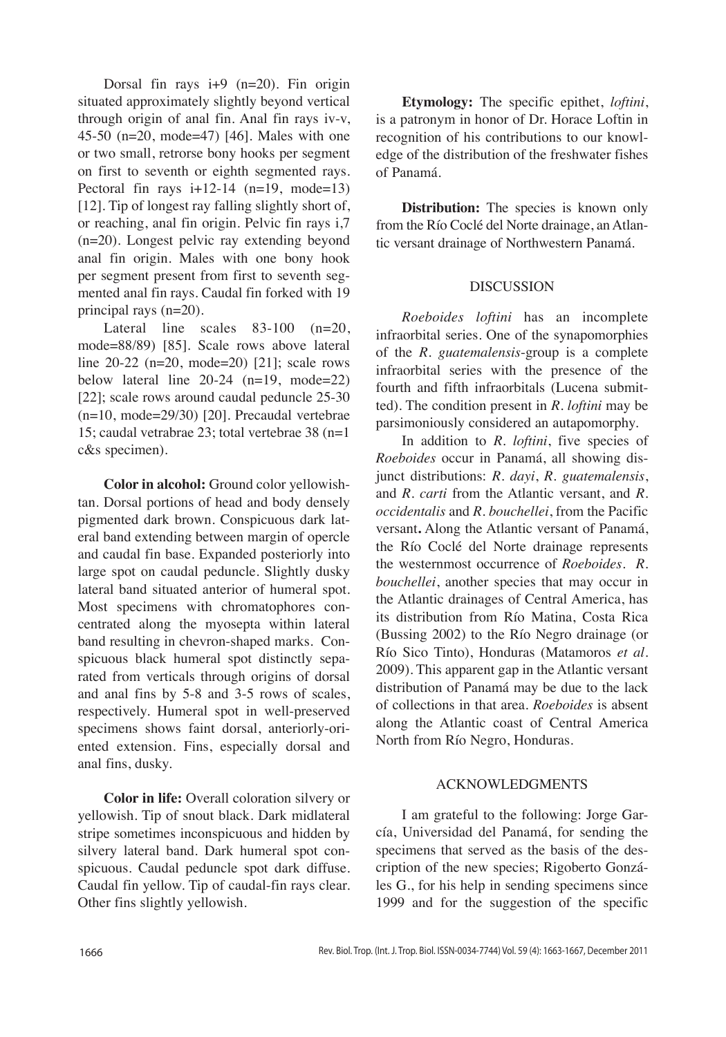Dorsal fin rays i+9 (n=20). Fin origin situated approximately slightly beyond vertical through origin of anal fin. Anal fin rays iv-v, 45-50 (n=20, mode=47) [46]. Males with one or two small, retrorse bony hooks per segment on first to seventh or eighth segmented rays. Pectoral fin rays i+12-14 (n=19, mode=13) [12]. Tip of longest ray falling slightly short of, or reaching, anal fin origin. Pelvic fin rays i,7 (n=20). Longest pelvic ray extending beyond anal fin origin. Males with one bony hook per segment present from first to seventh segmented anal fin rays. Caudal fin forked with 19 principal rays (n=20).

Lateral line scales 83-100 (n=20, mode=88/89) [85]. Scale rows above lateral line 20-22 (n=20, mode=20) [21]; scale rows below lateral line 20-24 (n=19, mode=22) [22]; scale rows around caudal peduncle 25-30 (n=10, mode=29/30) [20]. Precaudal vertebrae 15; caudal vetrabrae 23; total vertebrae 38 (n=1 c&s specimen).

**Color in alcohol:** Ground color yellowish-tan. Dorsal portions of head and body densely pigmented dark brown. Conspicuous dark lateral band extending between margin of opercle and caudal fin base. Expanded posteriorly into large spot on caudal peduncle. Slightly dusky lateral band situated anterior of humeral spot. Most specimens with chromatophores concentrated along the myosepta within lateral band resulting in chevron-shaped marks. Conspicuous black humeral spot distinctly separated from verticals through origins of dorsal and anal fins by 5-8 and 3-5 rows of scales, respectively. Humeral spot in well-preserved specimens shows faint dorsal, anteriorly-oriented extension. Fins, especially dorsal and anal fins, dusky.

**Color in life:** Overall coloration silvery or yellowish. Tip of snout black. Dark midlateral stripe sometimes inconspicuous and hidden by silvery lateral band. Dark humeral spot conspicuous. Caudal peduncle spot dark diffuse. Caudal fin yellow. Tip of caudal-fin rays clear. Other fins slightly yellowish.

**Etymology:** The specific epithet, *loftini*, is a patronym in honor of Dr. Horace Loftin in recognition of his contributions to our knowledge of the distribution of the freshwater fishes of Panamá.

**Distribution:** The species is known only from the Río Coclé del Norte drainage, an Atlantic versant drainage of Northwestern Panamá.

## DISCUSSION

*Roeboides loftini* has an incomplete infraorbital series. One of the synapomorphies of the *R. guatemalensis*-group is a complete infraorbital series with the presence of the fourth and fifth infraorbitals (Lucena submitted). The condition present in *R. loftini* may be parsimoniously considered an autapomorphy.

In addition to *R. loftini*, five species of *Roeboides* occur in Panamá, all showing disjunct distributions: *R. dayi*, *R. guatemalensis*, and *R. carti* from the Atlantic versant, and *R. occidentalis* and *R. bouchellei*, from the Pacific versant**.** Along the Atlantic versant of Panamá, the Río Coclé del Norte drainage represents the westernmost occurrence of *Roeboides*. *R. bouchellei*, another species that may occur in the Atlantic drainages of Central America, has its distribution from Río Matina, Costa Rica (Bussing 2002) to the Río Negro drainage (or Río Sico Tinto), Honduras (Matamoros *et al*. 2009). This apparent gap in the Atlantic versant distribution of Panamá may be due to the lack of collections in that area. *Roeboides* is absent along the Atlantic coast of Central America North from Río Negro, Honduras.

## ACKNOWLEDGMENTS

I am grateful to the following: Jorge García, Universidad del Panamá, for sending the specimens that served as the basis of the description of the new species; Rigoberto Gonzáles G., for his help in sending specimens since 1999 and for the suggestion of the specific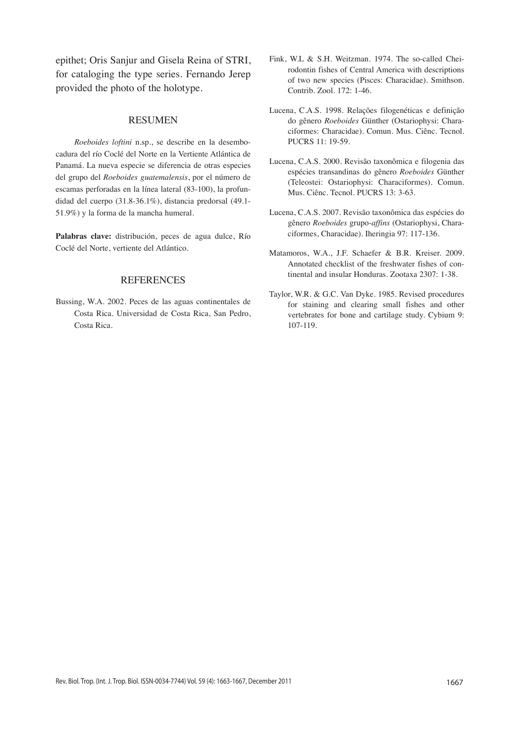epithet; Oris Sanjur and Gisela Reina of STRI, for cataloging the type series. Fernando Jerep provided the photo of the holotype.

## RESUMEN

*Roeboides loftini* n.sp., se describe en la desembocadura del río Coclé del Norte en la Vertiente Atlántica de Panamá. La nueva especie se diferencia de otras especies del grupo del *Roeboides guatemalensis*, por el número de escamas perforadas en la línea lateral (83-100), la profundidad del cuerpo (31.8-36.1%), distancia predorsal (49.1-51.9%) y la forma de la mancha humeral.

**Palabras clave:** distribución, peces de agua dulce, Río Coclé del Norte, vertiente del Atlántico.

## REFERENCES

Bussing, W.A. 2002. Peces de las aguas continentales de Costa Rica. Universidad de Costa Rica, San Pedro, Costa Rica.

Fink, W.L & S.H. Weitzman. 1974. The so-called Cheirodontin fishes of Central America with descriptions of two new species (Pisces: Characidae). Smithson. Contrib. Zool. 172: 1-46.

Lucena, C.A.S. 1998. Relações filogenéticas e definição do gênero *Roeboides* Günther (Ostariophysi: Characiformes: Characidae). Comun. Mus. Ciênc. Tecnol. PUCRS 11: 19-59.

Lucena, C.A.S. 2000. Revisão taxonômica e filogenia das espécies transandinas do gênero *Roeboides* Günther (Teleostei: Ostariophysi: Characiformes). Comun. Mus. Ciênc. Tecnol. PUCRS 13: 3-63.

Lucena, C.A.S. 2007. Revisão taxonômica das espécies do gênero *Roeboides* grupo-*affins* (Ostariophysi, Characiformes, Characidae). Iheringia 97: 117-136.

Matamoros, W.A., J.F. Schaefer & B.R. Kreiser. 2009. Annotated checklist of the freshwater fishes of continental and insular Honduras. Zootaxa 2307: 1-38.

Taylor, W.R. & G.C. Van Dyke. 1985. Revised procedures for staining and clearing small fishes and other vertebrates for bone and cartilage study. Cybium 9: 107-119.